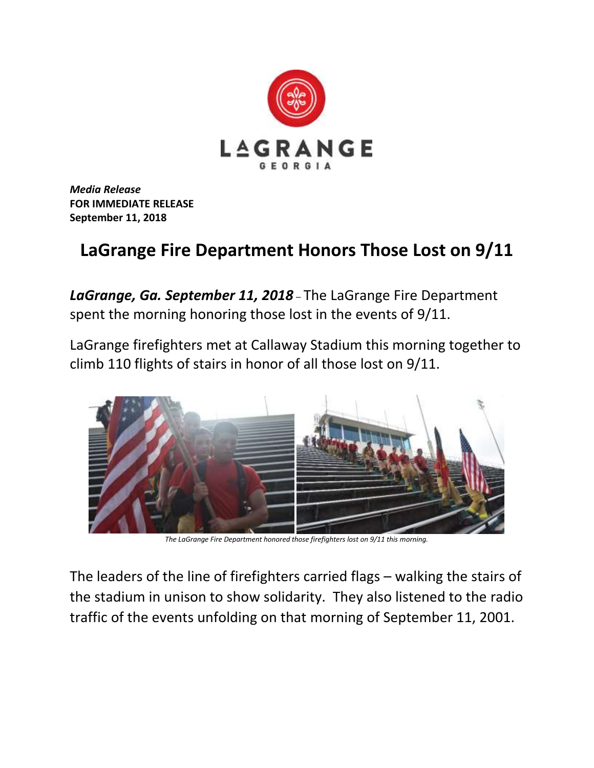LAGRANGE
GEORGIA

***Media Release***
**FOR IMMEDIATE RELEASE**
**September 11, 2018**

# LaGrange Fire Department Honors Those Lost on 9/11

***LaGrange, Ga. September 11, 2018*** – The LaGrange Fire Department spent the morning honoring those lost in the events of 9/11.

LaGrange firefighters met at Callaway Stadium this morning together to climb 110 flights of stairs in honor of all those lost on 9/11.

*The LaGrange Fire Department honored those firefighters lost on 9/11 this morning.*

The leaders of the line of firefighters carried flags – walking the stairs of the stadium in unison to show solidarity. They also listened to the radio traffic of the events unfolding on that morning of September 11, 2001.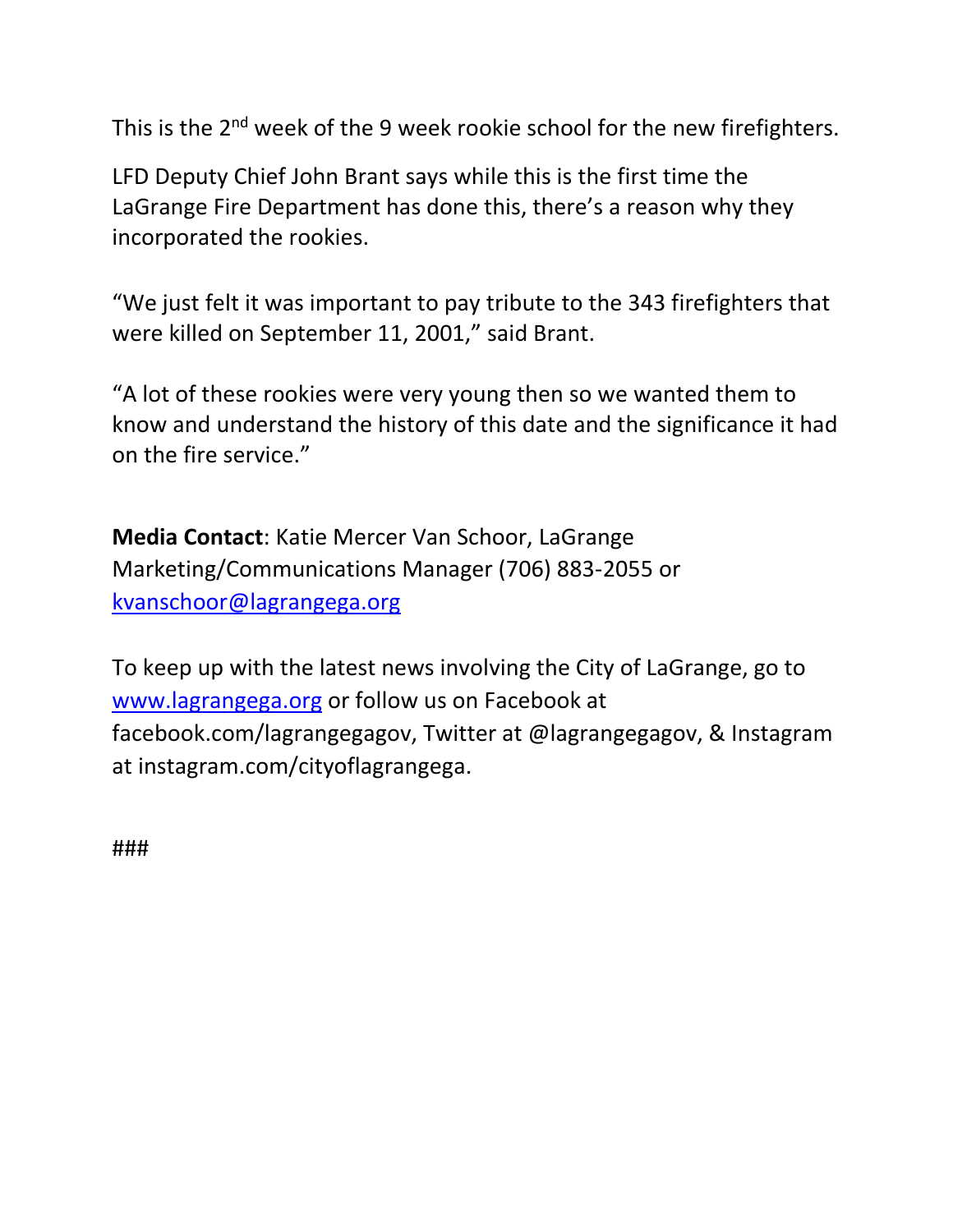This is the 2nd week of the 9 week rookie school for the new firefighters.

LFD Deputy Chief John Brant says while this is the first time the LaGrange Fire Department has done this, there's a reason why they incorporated the rookies.

"We just felt it was important to pay tribute to the 343 firefighters that were killed on September 11, 2001," said Brant.

"A lot of these rookies were very young then so we wanted them to know and understand the history of this date and the significance it had on the fire service."

**Media Contact**: Katie Mercer Van Schoor, LaGrange Marketing/Communications Manager (706) 883-2055 or kvanschoor@lagrangega.org

To keep up with the latest news involving the City of LaGrange, go to www.lagrangega.org or follow us on Facebook at facebook.com/lagrangegagov, Twitter at @lagrangegagov, & Instagram at instagram.com/cityoflagrangega.

###